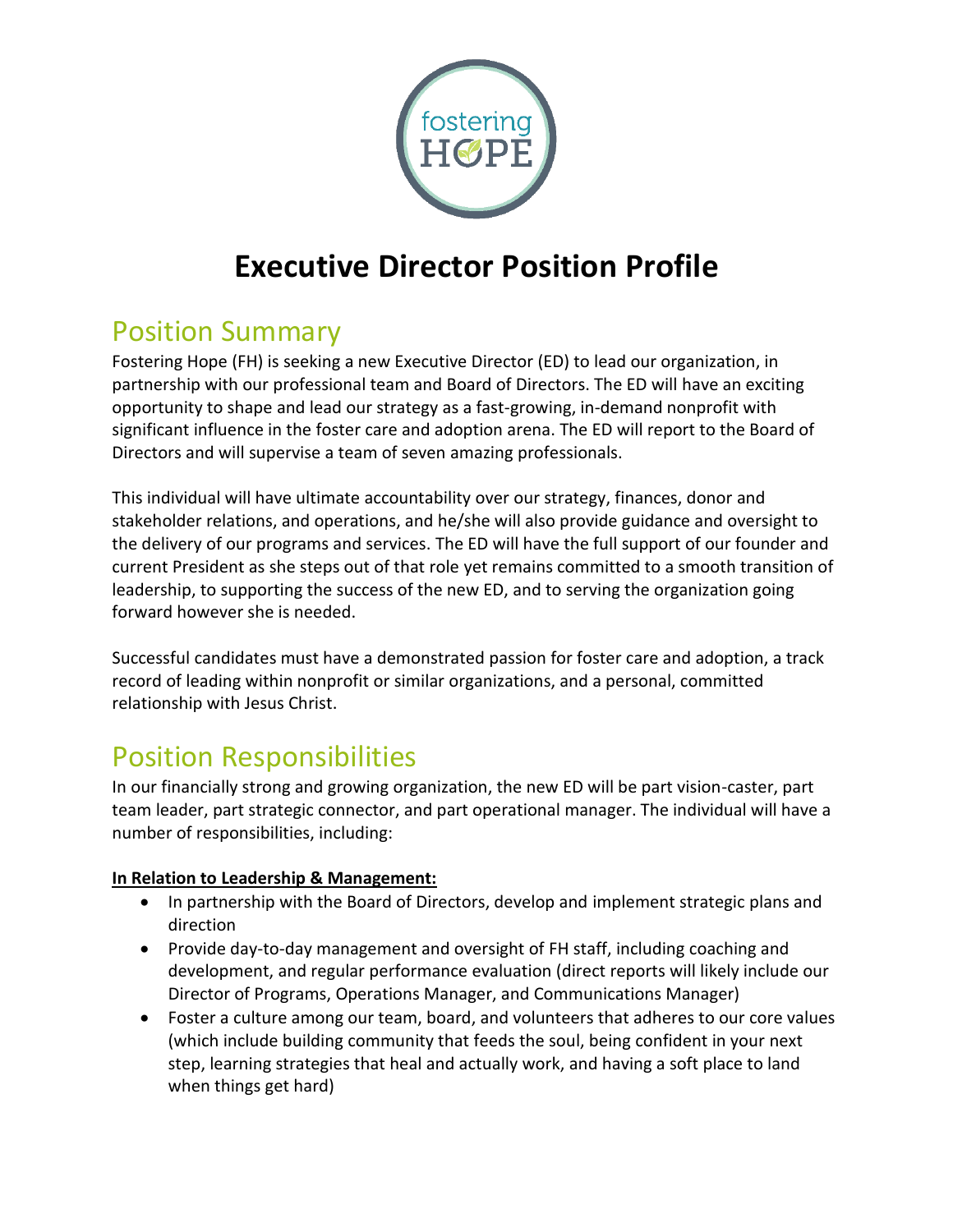# Executive Director Position Profile

## Position Summary

Fostering Hope (FH) is seeking a new Executive Director (ED) to lead our organization, in partnership with our professional team and Board of Directors. The ED will have an exciting opportunity to shape and lead our strategy as a fast-growing, in-demand nonprofit with significant influence in the foster care and adoption arena. The ED will report to the Board of Directors and will supervise a team of seven amazing professionals.

This individual will have ultimate accountability over our strategy, finances, donor and stakeholder relations, and operations, and he/she will also provide guidance and oversight to the delivery of our programs and services. The ED will have the full support of our founder and current President as she steps out of that role yet remains committed to a smooth transition of leadership, to supporting the success of the new ED, and to serving the organization going forward however she is needed.

Successful candidates must have a demonstrated passion for foster care and adoption, a track record of leading within nonprofit or similar organizations, and a personal, committed relationship with Jesus Christ.

## Position Responsibilities

In our financially strong and growing organization, the new ED will be part vision-caster, part team leader, part strategic connector, and part operational manager. The individual will have a number of responsibilities, including:

**In Relation to Leadership & Management:**

- In partnership with the Board of Directors, develop and implement strategic plans and direction
- Provide day-to-day management and oversight of FH staff, including coaching and development, and regular performance evaluation (direct reports will likely include our Director of Programs, Operations Manager, and Communications Manager)
- Foster a culture among our team, board, and volunteers that adheres to our core values (which include building community that feeds the soul, being confident in your next step, learning strategies that heal and actually work, and having a soft place to land when things get hard)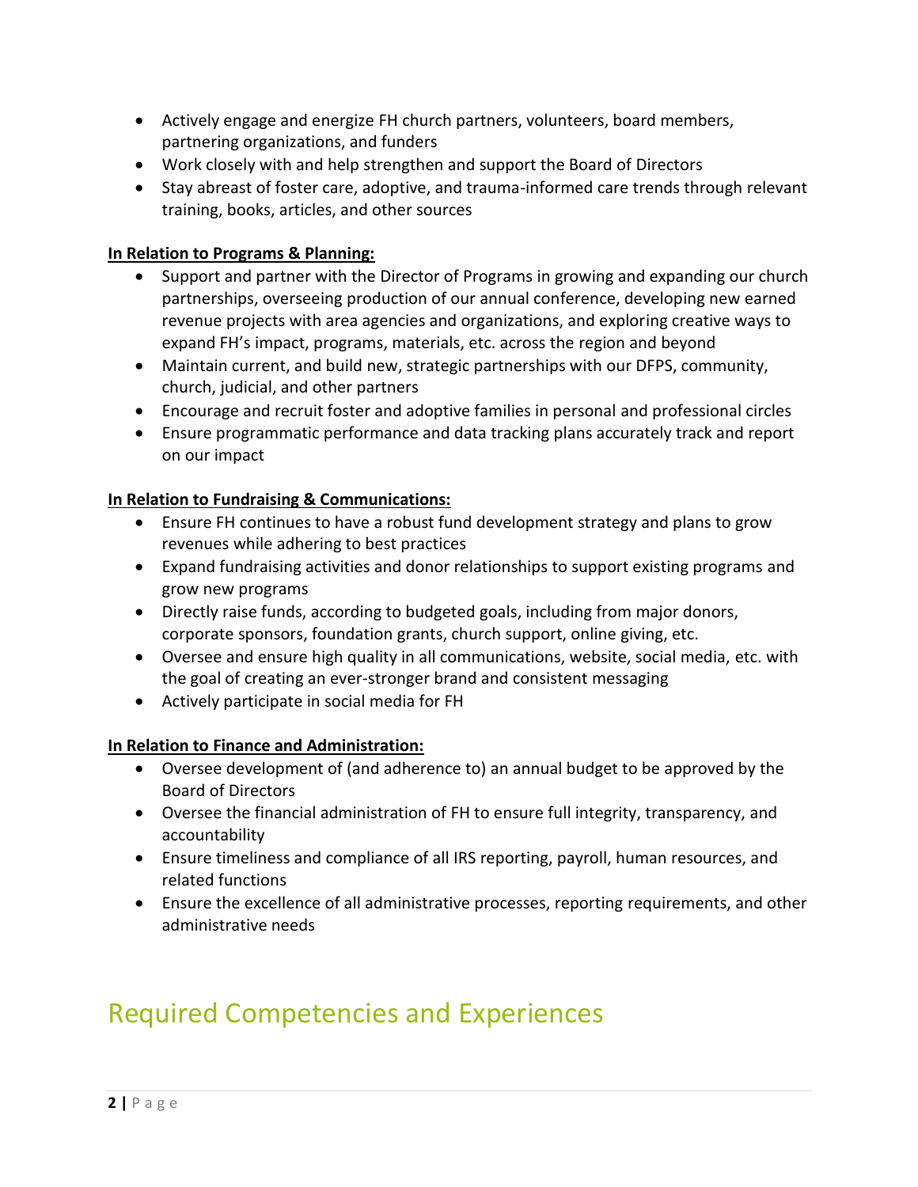- Actively engage and energize FH church partners, volunteers, board members, partnering organizations, and funders
- Work closely with and help strengthen and support the Board of Directors
- Stay abreast of foster care, adoptive, and trauma-informed care trends through relevant training, books, articles, and other sources

**In Relation to Programs & Planning:**

- Support and partner with the Director of Programs in growing and expanding our church partnerships, overseeing production of our annual conference, developing new earned revenue projects with area agencies and organizations, and exploring creative ways to expand FH's impact, programs, materials, etc. across the region and beyond
- Maintain current, and build new, strategic partnerships with our DFPS, community, church, judicial, and other partners
- Encourage and recruit foster and adoptive families in personal and professional circles
- Ensure programmatic performance and data tracking plans accurately track and report on our impact

**In Relation to Fundraising & Communications:**

- Ensure FH continues to have a robust fund development strategy and plans to grow revenues while adhering to best practices
- Expand fundraising activities and donor relationships to support existing programs and grow new programs
- Directly raise funds, according to budgeted goals, including from major donors, corporate sponsors, foundation grants, church support, online giving, etc.
- Oversee and ensure high quality in all communications, website, social media, etc. with the goal of creating an ever-stronger brand and consistent messaging
- Actively participate in social media for FH

**In Relation to Finance and Administration:**

- Oversee development of (and adherence to) an annual budget to be approved by the Board of Directors
- Oversee the financial administration of FH to ensure full integrity, transparency, and accountability
- Ensure timeliness and compliance of all IRS reporting, payroll, human resources, and related functions
- Ensure the excellence of all administrative processes, reporting requirements, and other administrative needs

## Required Competencies and Experiences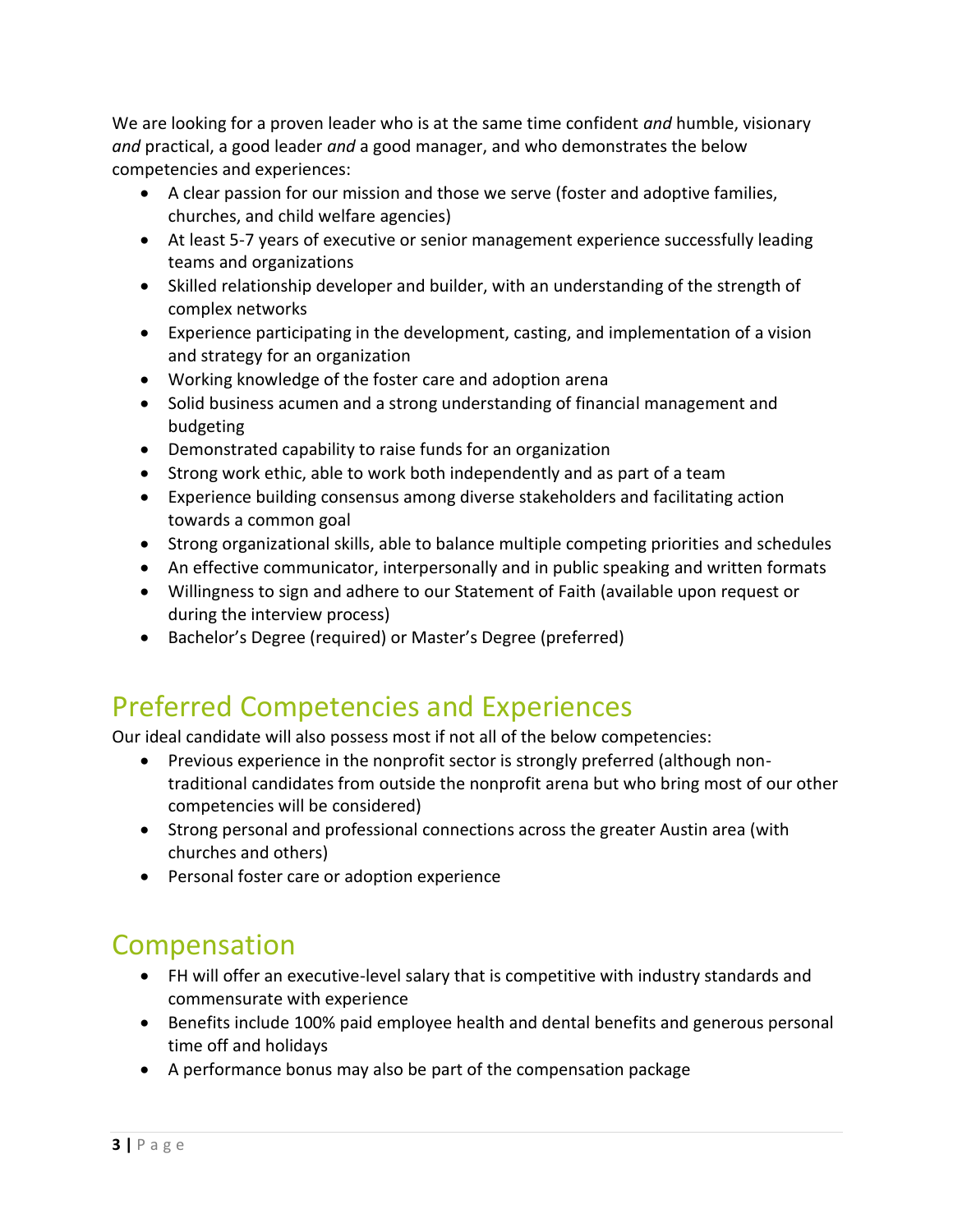We are looking for a proven leader who is at the same time confident *and* humble, visionary *and* practical, a good leader *and* a good manager, and who demonstrates the below competencies and experiences:

- A clear passion for our mission and those we serve (foster and adoptive families, churches, and child welfare agencies)
- At least 5-7 years of executive or senior management experience successfully leading teams and organizations
- Skilled relationship developer and builder, with an understanding of the strength of complex networks
- Experience participating in the development, casting, and implementation of a vision and strategy for an organization
- Working knowledge of the foster care and adoption arena
- Solid business acumen and a strong understanding of financial management and budgeting
- Demonstrated capability to raise funds for an organization
- Strong work ethic, able to work both independently and as part of a team
- Experience building consensus among diverse stakeholders and facilitating action towards a common goal
- Strong organizational skills, able to balance multiple competing priorities and schedules
- An effective communicator, interpersonally and in public speaking and written formats
- Willingness to sign and adhere to our Statement of Faith (available upon request or during the interview process)
- Bachelor's Degree (required) or Master's Degree (preferred)

## Preferred Competencies and Experiences

Our ideal candidate will also possess most if not all of the below competencies:

- Previous experience in the nonprofit sector is strongly preferred (although non-traditional candidates from outside the nonprofit arena but who bring most of our other competencies will be considered)
- Strong personal and professional connections across the greater Austin area (with churches and others)
- Personal foster care or adoption experience

## Compensation

- FH will offer an executive-level salary that is competitive with industry standards and commensurate with experience
- Benefits include 100% paid employee health and dental benefits and generous personal time off and holidays
- A performance bonus may also be part of the compensation package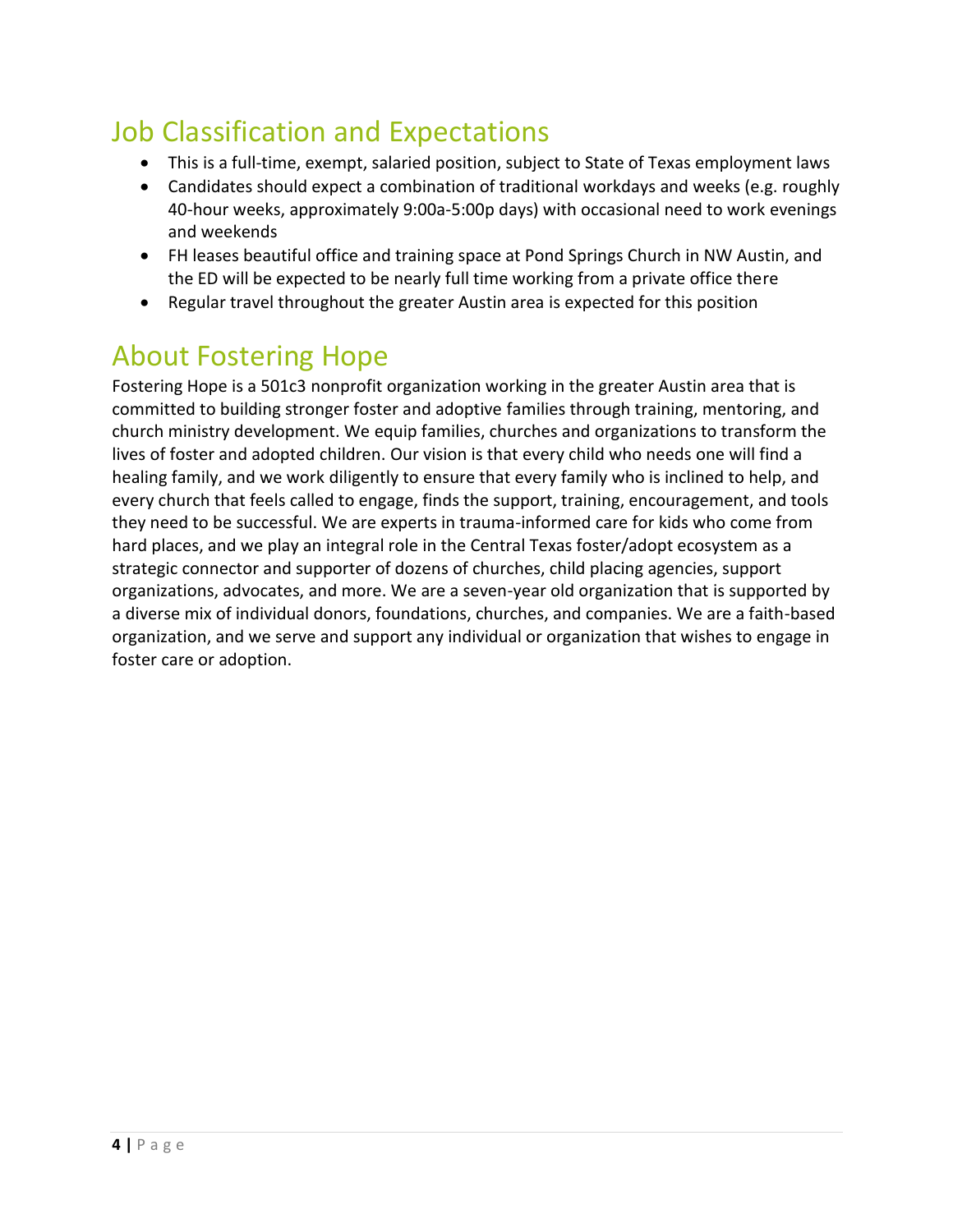## Job Classification and Expectations

- This is a full-time, exempt, salaried position, subject to State of Texas employment laws
- Candidates should expect a combination of traditional workdays and weeks (e.g. roughly 40-hour weeks, approximately 9:00a-5:00p days) with occasional need to work evenings and weekends
- FH leases beautiful office and training space at Pond Springs Church in NW Austin, and the ED will be expected to be nearly full time working from a private office there
- Regular travel throughout the greater Austin area is expected for this position

## About Fostering Hope

Fostering Hope is a 501c3 nonprofit organization working in the greater Austin area that is committed to building stronger foster and adoptive families through training, mentoring, and church ministry development. We equip families, churches and organizations to transform the lives of foster and adopted children. Our vision is that every child who needs one will find a healing family, and we work diligently to ensure that every family who is inclined to help, and every church that feels called to engage, finds the support, training, encouragement, and tools they need to be successful. We are experts in trauma-informed care for kids who come from hard places, and we play an integral role in the Central Texas foster/adopt ecosystem as a strategic connector and supporter of dozens of churches, child placing agencies, support organizations, advocates, and more. We are a seven-year old organization that is supported by a diverse mix of individual donors, foundations, churches, and companies. We are a faith-based organization, and we serve and support any individual or organization that wishes to engage in foster care or adoption.